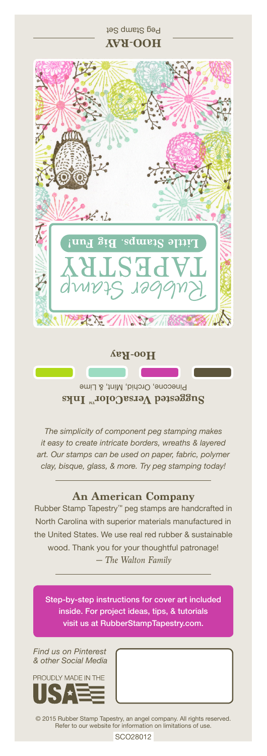**HOO-RAY**

Peg Stamp Set

Rubber Stamp TAPESTRY

**Little Stamps. Big Fun!**

**Hoo-Ray**

**Suggested VersaColor™ Inks**

Pinecone, Orchid, Mint, & Lime

*The simplicity of component peg stamping makes it easy to create intricate borders, wreaths & layered art. Our stamps can be used on paper, fabric, polymer clay, bisque, glass, & more. Try peg stamping today!*

## An American Company

Rubber Stamp Tapestry™ peg stamps are handcrafted in North Carolina with superior materials manufactured in the United States. We use real red rubber & sustainable wood. Thank you for your thoughtful patronage!

*— The Walton Family*

Step-by-step instructions for cover art included inside. For project ideas, tips, & tutorials visit us at RubberStampTapestry.com.

*Find us on Pinterest & other Social Media*

PROUDLY MADE IN THE USA

© 2015 Rubber Stamp Tapestry, an angel company. All rights reserved. Refer to our website for information on limitations of use.

SCO28012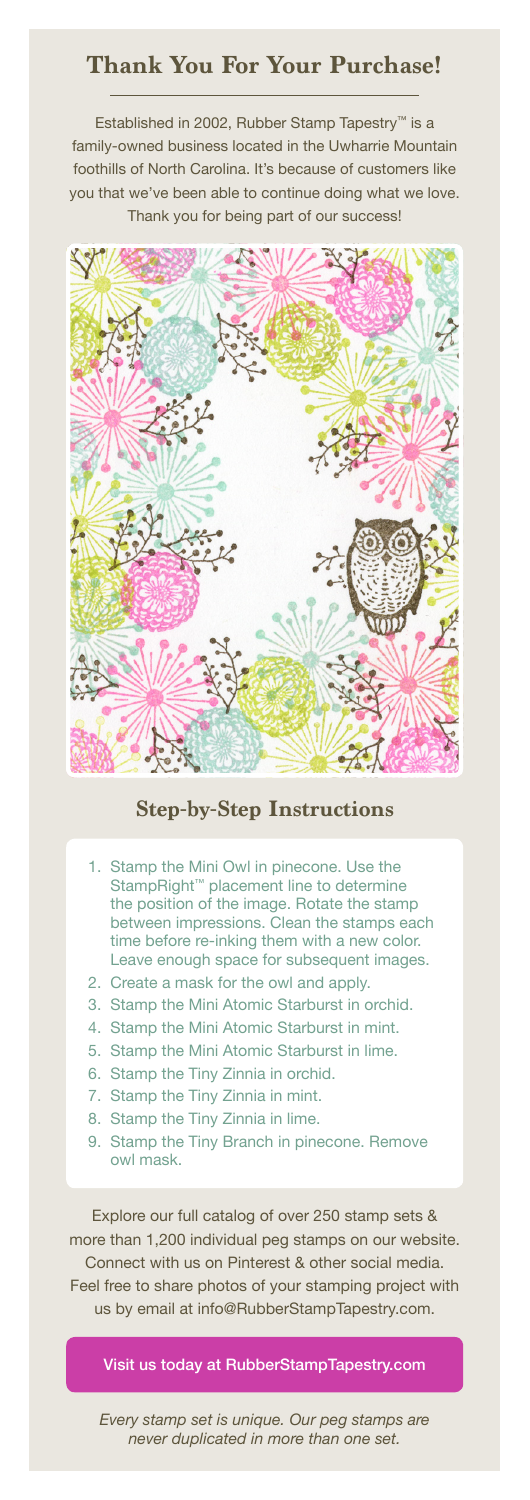## Thank You For Your Purchase!

Established in 2002, Rubber Stamp Tapestry™ is a family-owned business located in the Uwharrie Mountain foothills of North Carolina. It's because of customers like you that we've been able to continue doing what we love. Thank you for being part of our success!

## Step-by-Step Instructions

1. Stamp the Mini Owl in pinecone. Use the StampRight™ placement line to determine the position of the image. Rotate the stamp between impressions. Clean the stamps each time before re-inking them with a new color. Leave enough space for subsequent images.
2. Create a mask for the owl and apply.
3. Stamp the Mini Atomic Starburst in orchid.
4. Stamp the Mini Atomic Starburst in mint.
5. Stamp the Mini Atomic Starburst in lime.
6. Stamp the Tiny Zinnia in orchid.
7. Stamp the Tiny Zinnia in mint.
8. Stamp the Tiny Zinnia in lime.
9. Stamp the Tiny Branch in pinecone. Remove owl mask.

Explore our full catalog of over 250 stamp sets & more than 1,200 individual peg stamps on our website. Connect with us on Pinterest & other social media. Feel free to share photos of your stamping project with us by email at info@RubberStampTapestry.com.

Visit us today at RubberStampTapestry.com

*Every stamp set is unique. Our peg stamps are never duplicated in more than one set.*